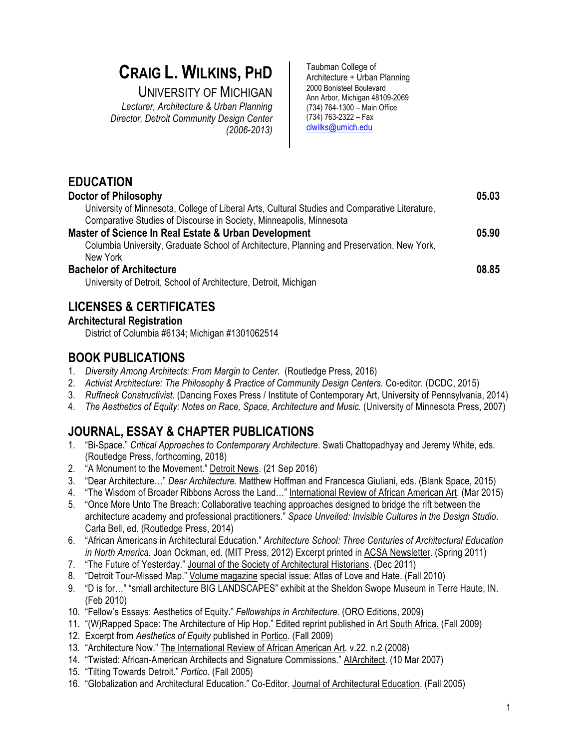# CRAIG L. WILKINS, PHD

UNIVERSITY OF MICHIGAN
*Lecturer, Architecture & Urban Planning*
*Director, Detroit Community Design Center (2006-2013)*

Taubman College of Architecture + Urban Planning
2000 Bonisteel Boulevard
Ann Arbor, Michigan 48109-2069
(734) 764-1300 – Main Office
(734) 763-2322 – Fax
clwilks@umich.edu

## EDUCATION

**Doctor of Philosophy** **05.03**
University of Minnesota, College of Liberal Arts, Cultural Studies and Comparative Literature, Comparative Studies of Discourse in Society, Minneapolis, Minnesota

**Master of Science In Real Estate & Urban Development** **05.90**
Columbia University, Graduate School of Architecture, Planning and Preservation, New York, New York

**Bachelor of Architecture** **08.85**
University of Detroit, School of Architecture, Detroit, Michigan

## LICENSES & CERTIFICATES

**Architectural Registration**
District of Columbia #6134; Michigan #1301062514

## BOOK PUBLICATIONS

1. *Diversity Among Architects: From Margin to Center.* (Routledge Press, 2016)
2. *Activist Architecture: The Philosophy & Practice of Community Design Centers.* Co-editor. (DCDC, 2015)
3. *Ruffneck Constructivist*. (Dancing Foxes Press / Institute of Contemporary Art, University of Pennsylvania, 2014)
4. *The Aesthetics of Equity: Notes on Race, Space, Architecture and Music.* (University of Minnesota Press, 2007)

## JOURNAL, ESSAY & CHAPTER PUBLICATIONS

1. "Bi-Space." *Critical Approaches to Contemporary Architecture*. Swati Chattopadhyay and Jeremy White, eds. (Routledge Press, forthcoming, 2018)
2. "A Monument to the Movement." Detroit News. (21 Sep 2016)
3. "Dear Architecture…" *Dear Architecture*. Matthew Hoffman and Francesca Giuliani, eds. (Blank Space, 2015)
4. "The Wisdom of Broader Ribbons Across the Land…" International Review of African American Art. (Mar 2015)
5. "Once More Unto The Breach: Collaborative teaching approaches designed to bridge the rift between the architecture academy and professional practitioners." *Space Unveiled: Invisible Cultures in the Design Studio*. Carla Bell, ed. (Routledge Press, 2014)
6. "African Americans in Architectural Education." *Architecture School: Three Centuries of Architectural Education in North America.* Joan Ockman, ed. (MIT Press, 2012) Excerpt printed in ACSA Newsletter. (Spring 2011)
7. "The Future of Yesterday." Journal of the Society of Architectural Historians. (Dec 2011)
8. "Detroit Tour-Missed Map." Volume magazine special issue: Atlas of Love and Hate. (Fall 2010)
9. "D is for…" "small architecture BIG LANDSCAPES" exhibit at the Sheldon Swope Museum in Terre Haute, IN. (Feb 2010)
10. "Fellow's Essays: Aesthetics of Equity." *Fellowships in Architecture.* (ORO Editions, 2009)
11. "(W)Rapped Space: The Architecture of Hip Hop." Edited reprint published in Art South Africa. (Fall 2009)
12. Excerpt from *Aesthetics of Equity* published in Portico. (Fall 2009)
13. "Architecture Now." The International Review of African American Art. v.22. n.2 (2008)
14. "Twisted: African-American Architects and Signature Commissions." AIArchitect. (10 Mar 2007)
15. "Tilting Towards Detroit." *Portico.* (Fall 2005)
16. "Globalization and Architectural Education." Co-Editor. Journal of Architectural Education. (Fall 2005)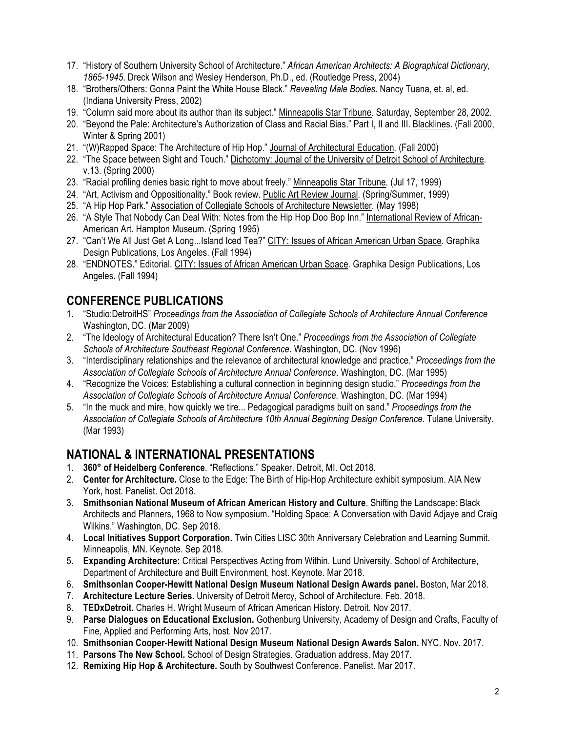17. "History of Southern University School of Architecture." *African American Architects: A Biographical Dictionary, 1865-1945.* Dreck Wilson and Wesley Henderson, Ph.D., ed. (Routledge Press, 2004)
18. "Brothers/Others: Gonna Paint the White House Black." *Revealing Male Bodies.* Nancy Tuana, et. al, ed. (Indiana University Press, 2002)
19. "Column said more about its author than its subject." Minneapolis Star Tribune. Saturday, September 28, 2002.
20. "Beyond the Pale: Architecture's Authorization of Class and Racial Bias." Part I, II and III. Blacklines. (Fall 2000, Winter & Spring 2001)
21. "(W)Rapped Space: The Architecture of Hip Hop." Journal of Architectural Education. (Fall 2000)
22. "The Space between Sight and Touch." Dichotomy: Journal of the University of Detroit School of Architecture. v.13. (Spring 2000)
23. "Racial profiling denies basic right to move about freely." Minneapolis Star Tribune. (Jul 17, 1999)
24. "Art, Activism and Oppositionality." Book review. Public Art Review Journal. (Spring/Summer, 1999)
25. "A Hip Hop Park." Association of Collegiate Schools of Architecture Newsletter. (May 1998)
26. "A Style That Nobody Can Deal With: Notes from the Hip Hop Doo Bop Inn." International Review of African-American Art. Hampton Museum. (Spring 1995)
27. "Can't We All Just Get A Long...Island Iced Tea?" CITY: Issues of African American Urban Space. Graphika Design Publications, Los Angeles. (Fall 1994)
28. "ENDNOTES." Editorial. CITY: Issues of African American Urban Space. Graphika Design Publications, Los Angeles. (Fall 1994)

## CONFERENCE PUBLICATIONS

1. "Studio:DetroitHS" *Proceedings from the Association of Collegiate Schools of Architecture Annual Conference* Washington, DC. (Mar 2009)
2. "The Ideology of Architectural Education? There Isn't One." *Proceedings from the Association of Collegiate Schools of Architecture Southeast Regional Conference.* Washington, DC. (Nov 1996)
3. "Interdisciplinary relationships and the relevance of architectural knowledge and practice." *Proceedings from the Association of Collegiate Schools of Architecture Annual Conference.* Washington, DC. (Mar 1995)
4. "Recognize the Voices: Establishing a cultural connection in beginning design studio." *Proceedings from the Association of Collegiate Schools of Architecture Annual Conference.* Washington, DC. (Mar 1994)
5. "In the muck and mire, how quickly we tire... Pedagogical paradigms built on sand." *Proceedings from the Association of Collegiate Schools of Architecture 10th Annual Beginning Design Conference.* Tulane University. (Mar 1993)

## NATIONAL & INTERNATIONAL PRESENTATIONS

1. **360° of Heidelberg Conference**. "Reflections." Speaker. Detroit, MI. Oct 2018.
2. **Center for Architecture.** Close to the Edge: The Birth of Hip-Hop Architecture exhibit symposium. AIA New York, host. Panelist. Oct 2018.
3. **Smithsonian National Museum of African American History and Culture**. Shifting the Landscape: Black Architects and Planners, 1968 to Now symposium. "Holding Space: A Conversation with David Adjaye and Craig Wilkins." Washington, DC. Sep 2018.
4. **Local Initiatives Support Corporation.** Twin Cities LISC 30th Anniversary Celebration and Learning Summit. Minneapolis, MN. Keynote. Sep 2018.
5. **Expanding Architecture:** Critical Perspectives Acting from Within. Lund University. School of Architecture, Department of Architecture and Built Environment, host. Keynote. Mar 2018.
6. **Smithsonian Cooper-Hewitt National Design Museum National Design Awards panel.** Boston, Mar 2018.
7. **Architecture Lecture Series.** University of Detroit Mercy, School of Architecture. Feb. 2018.
8. **TEDxDetroit.** Charles H. Wright Museum of African American History. Detroit. Nov 2017.
9. **Parse Dialogues on Educational Exclusion.** Gothenburg University, Academy of Design and Crafts, Faculty of Fine, Applied and Performing Arts, host. Nov 2017.
10. **Smithsonian Cooper-Hewitt National Design Museum National Design Awards Salon.** NYC. Nov. 2017.
11. **Parsons The New School.** School of Design Strategies. Graduation address. May 2017.
12. **Remixing Hip Hop & Architecture.** South by Southwest Conference. Panelist. Mar 2017.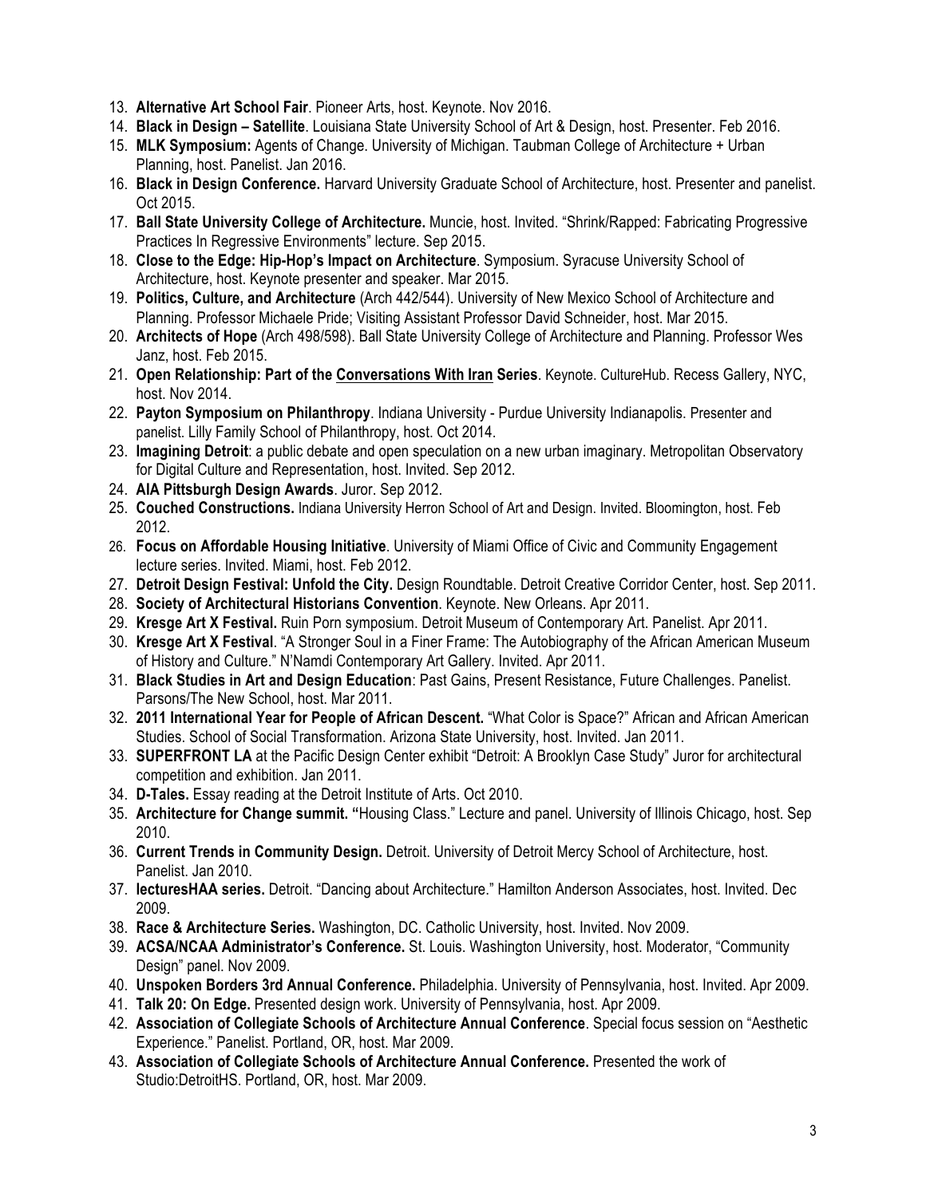13. **Alternative Art School Fair**. Pioneer Arts, host. Keynote. Nov 2016.
14. **Black in Design – Satellite**. Louisiana State University School of Art & Design, host. Presenter. Feb 2016.
15. **MLK Symposium:** Agents of Change. University of Michigan. Taubman College of Architecture + Urban Planning, host. Panelist. Jan 2016.
16. **Black in Design Conference.** Harvard University Graduate School of Architecture, host. Presenter and panelist. Oct 2015.
17. **Ball State University College of Architecture.** Muncie, host. Invited. "Shrink/Rapped: Fabricating Progressive Practices In Regressive Environments" lecture. Sep 2015.
18. **Close to the Edge: Hip-Hop's Impact on Architecture**. Symposium. Syracuse University School of Architecture, host. Keynote presenter and speaker. Mar 2015.
19. **Politics, Culture, and Architecture** (Arch 442/544). University of New Mexico School of Architecture and Planning. Professor Michaele Pride; Visiting Assistant Professor David Schneider, host. Mar 2015.
20. **Architects of Hope** (Arch 498/598). Ball State University College of Architecture and Planning. Professor Wes Janz, host. Feb 2015.
21. **Open Relationship: Part of the <u>Conversations With Iran</u> Series**. Keynote. CultureHub. Recess Gallery, NYC, host. Nov 2014.
22. **Payton Symposium on Philanthropy**. Indiana University - Purdue University Indianapolis. Presenter and panelist. Lilly Family School of Philanthropy, host. Oct 2014.
23. **Imagining Detroit**: a public debate and open speculation on a new urban imaginary. Metropolitan Observatory for Digital Culture and Representation, host. Invited. Sep 2012.
24. **AIA Pittsburgh Design Awards**. Juror. Sep 2012.
25. **Couched Constructions.** Indiana University Herron School of Art and Design. Invited. Bloomington, host. Feb 2012.
26. **Focus on Affordable Housing Initiative**. University of Miami Office of Civic and Community Engagement lecture series. Invited. Miami, host. Feb 2012.
27. **Detroit Design Festival: Unfold the City.** Design Roundtable. Detroit Creative Corridor Center, host. Sep 2011.
28. **Society of Architectural Historians Convention**. Keynote. New Orleans. Apr 2011.
29. **Kresge Art X Festival.** Ruin Porn symposium. Detroit Museum of Contemporary Art. Panelist. Apr 2011.
30. **Kresge Art X Festival**. "A Stronger Soul in a Finer Frame: The Autobiography of the African American Museum of History and Culture." N'Namdi Contemporary Art Gallery. Invited. Apr 2011.
31. **Black Studies in Art and Design Education**: Past Gains, Present Resistance, Future Challenges. Panelist. Parsons/The New School, host. Mar 2011.
32. **2011 International Year for People of African Descent.** "What Color is Space?" African and African American Studies. School of Social Transformation. Arizona State University, host. Invited. Jan 2011.
33. **SUPERFRONT LA** at the Pacific Design Center exhibit "Detroit: A Brooklyn Case Study" Juror for architectural competition and exhibition. Jan 2011.
34. **D-Tales.** Essay reading at the Detroit Institute of Arts. Oct 2010.
35. **Architecture for Change summit. "**Housing Class." Lecture and panel. University of Illinois Chicago, host. Sep 2010.
36. **Current Trends in Community Design.** Detroit. University of Detroit Mercy School of Architecture, host. Panelist. Jan 2010.
37. **lecturesHAA series.** Detroit. "Dancing about Architecture." Hamilton Anderson Associates, host. Invited. Dec 2009.
38. **Race & Architecture Series.** Washington, DC. Catholic University, host. Invited. Nov 2009.
39. **ACSA/NCAA Administrator's Conference.** St. Louis. Washington University, host. Moderator, "Community Design" panel. Nov 2009.
40. **Unspoken Borders 3rd Annual Conference.** Philadelphia. University of Pennsylvania, host. Invited. Apr 2009.
41. **Talk 20: On Edge.** Presented design work. University of Pennsylvania, host. Apr 2009.
42. **Association of Collegiate Schools of Architecture Annual Conference**. Special focus session on "Aesthetic Experience." Panelist. Portland, OR, host. Mar 2009.
43. **Association of Collegiate Schools of Architecture Annual Conference.** Presented the work of Studio:DetroitHS. Portland, OR, host. Mar 2009.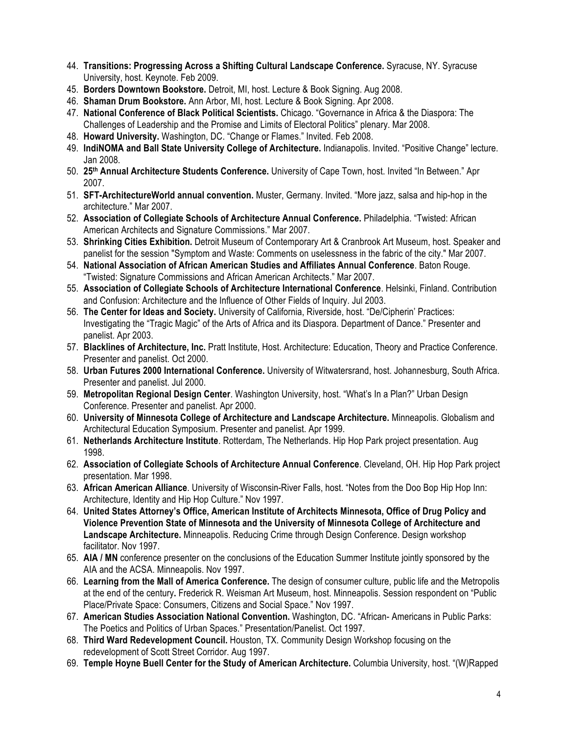44. **Transitions: Progressing Across a Shifting Cultural Landscape Conference.** Syracuse, NY. Syracuse University, host. Keynote. Feb 2009.
45. **Borders Downtown Bookstore.** Detroit, MI, host. Lecture & Book Signing. Aug 2008.
46. **Shaman Drum Bookstore.** Ann Arbor, MI, host. Lecture & Book Signing. Apr 2008.
47. **National Conference of Black Political Scientists.** Chicago. "Governance in Africa & the Diaspora: The Challenges of Leadership and the Promise and Limits of Electoral Politics" plenary. Mar 2008.
48. **Howard University.** Washington, DC. "Change or Flames." Invited. Feb 2008.
49. **IndiNOMA and Ball State University College of Architecture.** Indianapolis. Invited. "Positive Change" lecture. Jan 2008.
50. **25th Annual Architecture Students Conference.** University of Cape Town, host. Invited "In Between." Apr 2007.
51. **SFT-ArchitectureWorld annual convention.** Muster, Germany. Invited. "More jazz, salsa and hip-hop in the architecture." Mar 2007.
52. **Association of Collegiate Schools of Architecture Annual Conference.** Philadelphia. "Twisted: African American Architects and Signature Commissions." Mar 2007.
53. **Shrinking Cities Exhibition.** Detroit Museum of Contemporary Art & Cranbrook Art Museum, host. Speaker and panelist for the session "Symptom and Waste: Comments on uselessness in the fabric of the city." Mar 2007.
54. **National Association of African American Studies and Affiliates Annual Conference**. Baton Rouge. "Twisted: Signature Commissions and African American Architects." Mar 2007.
55. **Association of Collegiate Schools of Architecture International Conference**. Helsinki, Finland. Contribution and Confusion: Architecture and the Influence of Other Fields of Inquiry. Jul 2003.
56. **The Center for Ideas and Society.** University of California, Riverside, host. "De/Cipherin' Practices: Investigating the "Tragic Magic" of the Arts of Africa and its Diaspora. Department of Dance." Presenter and panelist. Apr 2003.
57. **Blacklines of Architecture, Inc.** Pratt Institute, Host. Architecture: Education, Theory and Practice Conference. Presenter and panelist. Oct 2000.
58. **Urban Futures 2000 International Conference.** University of Witwatersrand, host. Johannesburg, South Africa. Presenter and panelist. Jul 2000.
59. **Metropolitan Regional Design Center**. Washington University, host. "What's In a Plan?" Urban Design Conference. Presenter and panelist. Apr 2000.
60. **University of Minnesota College of Architecture and Landscape Architecture.** Minneapolis. Globalism and Architectural Education Symposium. Presenter and panelist. Apr 1999.
61. **Netherlands Architecture Institute**. Rotterdam, The Netherlands. Hip Hop Park project presentation. Aug 1998.
62. **Association of Collegiate Schools of Architecture Annual Conference**. Cleveland, OH. Hip Hop Park project presentation. Mar 1998.
63. **African American Alliance**. University of Wisconsin-River Falls, host. "Notes from the Doo Bop Hip Hop Inn: Architecture, Identity and Hip Hop Culture." Nov 1997.
64. **United States Attorney's Office, American Institute of Architects Minnesota, Office of Drug Policy and Violence Prevention State of Minnesota and the University of Minnesota College of Architecture and Landscape Architecture.** Minneapolis. Reducing Crime through Design Conference. Design workshop facilitator. Nov 1997.
65. **AIA / MN** conference presenter on the conclusions of the Education Summer Institute jointly sponsored by the AIA and the ACSA. Minneapolis. Nov 1997.
66. **Learning from the Mall of America Conference.** The design of consumer culture, public life and the Metropolis at the end of the century**.** Frederick R. Weisman Art Museum, host. Minneapolis. Session respondent on "Public Place/Private Space: Consumers, Citizens and Social Space." Nov 1997.
67. **American Studies Association National Convention.** Washington, DC. "African- Americans in Public Parks: The Poetics and Politics of Urban Spaces." Presentation/Panelist. Oct 1997.
68. **Third Ward Redevelopment Council.** Houston, TX. Community Design Workshop focusing on the redevelopment of Scott Street Corridor. Aug 1997.
69. **Temple Hoyne Buell Center for the Study of American Architecture.** Columbia University, host. "(W)Rapped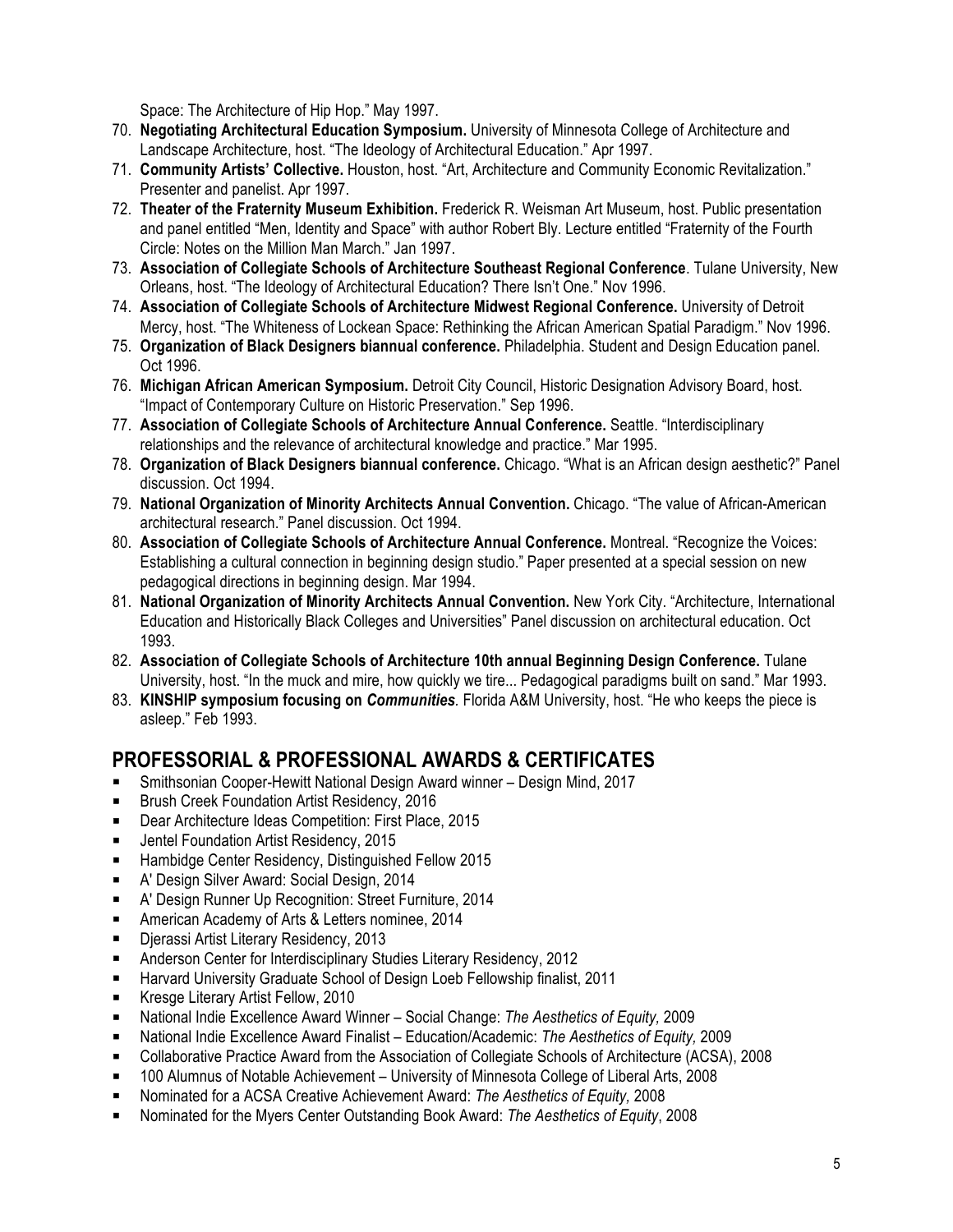Space: The Architecture of Hip Hop." May 1997.

70. **Negotiating Architectural Education Symposium.** University of Minnesota College of Architecture and Landscape Architecture, host. "The Ideology of Architectural Education." Apr 1997.
71. **Community Artists' Collective.** Houston, host. "Art, Architecture and Community Economic Revitalization." Presenter and panelist. Apr 1997.
72. **Theater of the Fraternity Museum Exhibition.** Frederick R. Weisman Art Museum, host. Public presentation and panel entitled "Men, Identity and Space" with author Robert Bly. Lecture entitled "Fraternity of the Fourth Circle: Notes on the Million Man March." Jan 1997.
73. **Association of Collegiate Schools of Architecture Southeast Regional Conference**. Tulane University, New Orleans, host. "The Ideology of Architectural Education? There Isn't One." Nov 1996.
74. **Association of Collegiate Schools of Architecture Midwest Regional Conference.** University of Detroit Mercy, host. "The Whiteness of Lockean Space: Rethinking the African American Spatial Paradigm." Nov 1996.
75. **Organization of Black Designers biannual conference.** Philadelphia. Student and Design Education panel. Oct 1996.
76. **Michigan African American Symposium.** Detroit City Council, Historic Designation Advisory Board, host. "Impact of Contemporary Culture on Historic Preservation." Sep 1996.
77. **Association of Collegiate Schools of Architecture Annual Conference.** Seattle. "Interdisciplinary relationships and the relevance of architectural knowledge and practice." Mar 1995.
78. **Organization of Black Designers biannual conference.** Chicago. "What is an African design aesthetic?" Panel discussion. Oct 1994.
79. **National Organization of Minority Architects Annual Convention.** Chicago. "The value of African-American architectural research." Panel discussion. Oct 1994.
80. **Association of Collegiate Schools of Architecture Annual Conference.** Montreal. "Recognize the Voices: Establishing a cultural connection in beginning design studio." Paper presented at a special session on new pedagogical directions in beginning design. Mar 1994.
81. **National Organization of Minority Architects Annual Convention.** New York City. "Architecture, International Education and Historically Black Colleges and Universities" Panel discussion on architectural education. Oct 1993.
82. **Association of Collegiate Schools of Architecture 10th annual Beginning Design Conference.** Tulane University, host. "In the muck and mire, how quickly we tire... Pedagogical paradigms built on sand." Mar 1993.
83. **KINSHIP symposium focusing on *Communities*.** Florida A&M University, host. "He who keeps the piece is asleep." Feb 1993.

## PROFESSORIAL & PROFESSIONAL AWARDS & CERTIFICATES

- Smithsonian Cooper-Hewitt National Design Award winner – Design Mind, 2017
- Brush Creek Foundation Artist Residency, 2016
- Dear Architecture Ideas Competition: First Place, 2015
- Jentel Foundation Artist Residency, 2015
- Hambidge Center Residency, Distinguished Fellow 2015
- A' Design Silver Award: Social Design, 2014
- A' Design Runner Up Recognition: Street Furniture, 2014
- American Academy of Arts & Letters nominee, 2014
- Djerassi Artist Literary Residency, 2013
- Anderson Center for Interdisciplinary Studies Literary Residency, 2012
- Harvard University Graduate School of Design Loeb Fellowship finalist, 2011
- Kresge Literary Artist Fellow, 2010
- National Indie Excellence Award Winner – Social Change: *The Aesthetics of Equity,* 2009
- National Indie Excellence Award Finalist – Education/Academic: *The Aesthetics of Equity,* 2009
- Collaborative Practice Award from the Association of Collegiate Schools of Architecture (ACSA), 2008
- 100 Alumnus of Notable Achievement – University of Minnesota College of Liberal Arts, 2008
- Nominated for a ACSA Creative Achievement Award: *The Aesthetics of Equity,* 2008
- Nominated for the Myers Center Outstanding Book Award: *The Aesthetics of Equity*, 2008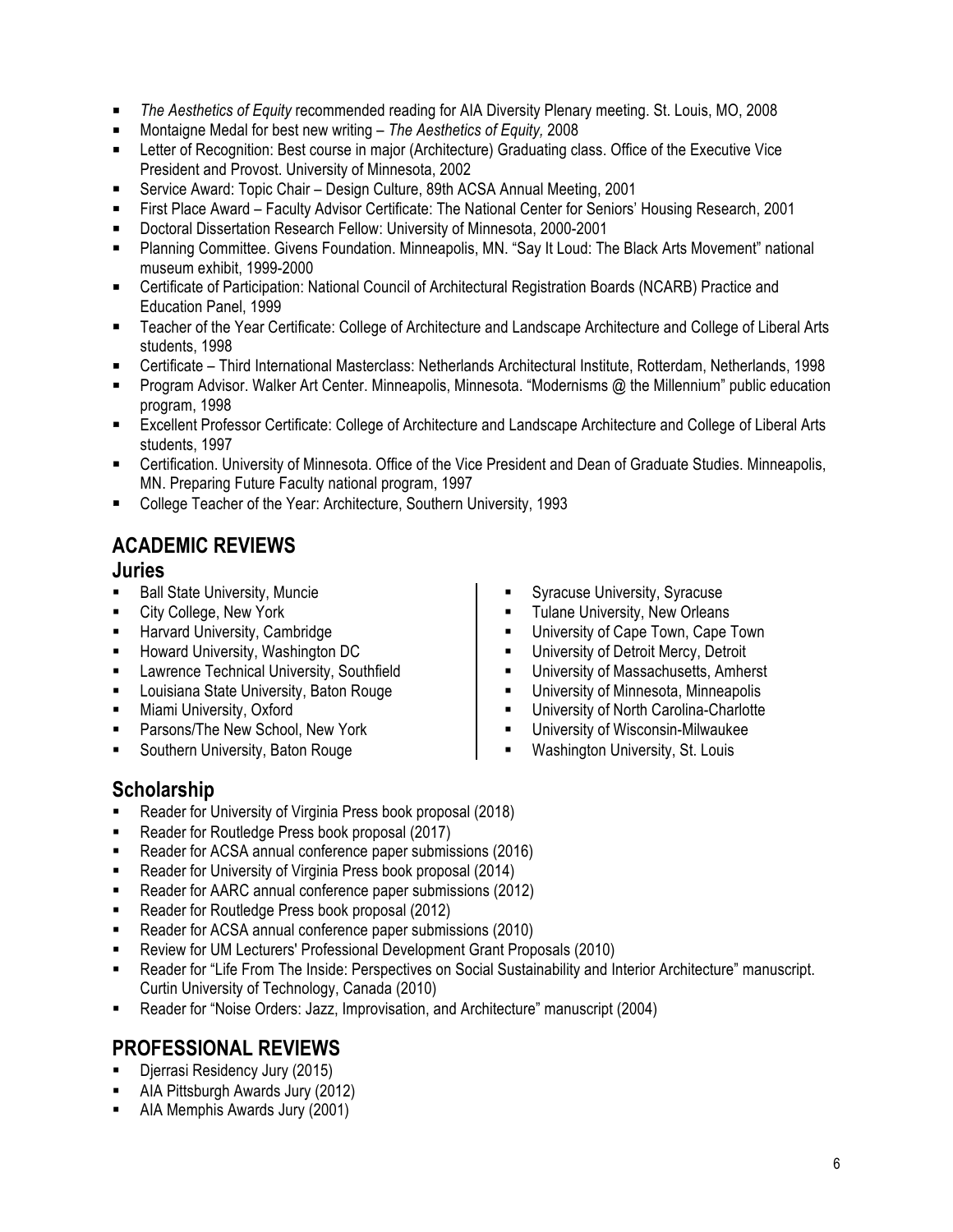- *The Aesthetics of Equity* recommended reading for AIA Diversity Plenary meeting. St. Louis, MO, 2008
- Montaigne Medal for best new writing – *The Aesthetics of Equity,* 2008
- Letter of Recognition: Best course in major (Architecture) Graduating class. Office of the Executive Vice President and Provost. University of Minnesota, 2002
- Service Award: Topic Chair – Design Culture, 89th ACSA Annual Meeting, 2001
- First Place Award – Faculty Advisor Certificate: The National Center for Seniors' Housing Research, 2001
- Doctoral Dissertation Research Fellow: University of Minnesota, 2000-2001
- Planning Committee. Givens Foundation. Minneapolis, MN. "Say It Loud: The Black Arts Movement" national museum exhibit, 1999-2000
- Certificate of Participation: National Council of Architectural Registration Boards (NCARB) Practice and Education Panel, 1999
- Teacher of the Year Certificate: College of Architecture and Landscape Architecture and College of Liberal Arts students, 1998
- Certificate – Third International Masterclass: Netherlands Architectural Institute, Rotterdam, Netherlands, 1998
- Program Advisor. Walker Art Center. Minneapolis, Minnesota. "Modernisms @ the Millennium" public education program, 1998
- Excellent Professor Certificate: College of Architecture and Landscape Architecture and College of Liberal Arts students, 1997
- Certification. University of Minnesota. Office of the Vice President and Dean of Graduate Studies. Minneapolis, MN. Preparing Future Faculty national program, 1997
- College Teacher of the Year: Architecture, Southern University, 1993

## ACADEMIC REVIEWS

### Juries

- Ball State University, Muncie
- City College, New York
- Harvard University, Cambridge
- Howard University, Washington DC
- Lawrence Technical University, Southfield
- Louisiana State University, Baton Rouge
- Miami University, Oxford
- Parsons/The New School, New York
- Southern University, Baton Rouge
- Syracuse University, Syracuse
- Tulane University, New Orleans
- University of Cape Town, Cape Town
- University of Detroit Mercy, Detroit
- University of Massachusetts, Amherst
- University of Minnesota, Minneapolis
- University of North Carolina-Charlotte
- University of Wisconsin-Milwaukee
- Washington University, St. Louis

### Scholarship

- Reader for University of Virginia Press book proposal (2018)
- Reader for Routledge Press book proposal (2017)
- Reader for ACSA annual conference paper submissions (2016)
- Reader for University of Virginia Press book proposal (2014)
- Reader for AARC annual conference paper submissions (2012)
- Reader for Routledge Press book proposal (2012)
- Reader for ACSA annual conference paper submissions (2010)
- Review for UM Lecturers' Professional Development Grant Proposals (2010)
- Reader for "Life From The Inside: Perspectives on Social Sustainability and Interior Architecture" manuscript. Curtin University of Technology, Canada (2010)
- Reader for "Noise Orders: Jazz, Improvisation, and Architecture" manuscript (2004)

## PROFESSIONAL REVIEWS

- Djerrasi Residency Jury (2015)
- AIA Pittsburgh Awards Jury (2012)
- AIA Memphis Awards Jury (2001)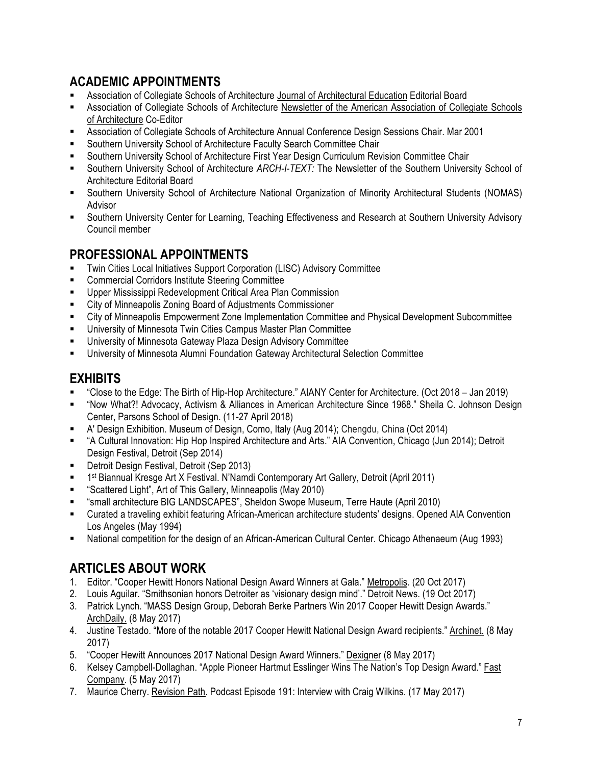## ACADEMIC APPOINTMENTS

- Association of Collegiate Schools of Architecture Journal of Architectural Education Editorial Board
- Association of Collegiate Schools of Architecture Newsletter of the American Association of Collegiate Schools of Architecture Co-Editor
- Association of Collegiate Schools of Architecture Annual Conference Design Sessions Chair. Mar 2001
- Southern University School of Architecture Faculty Search Committee Chair
- Southern University School of Architecture First Year Design Curriculum Revision Committee Chair
- Southern University School of Architecture *ARCH-I-TEXT:* The Newsletter of the Southern University School of Architecture Editorial Board
- Southern University School of Architecture National Organization of Minority Architectural Students (NOMAS) Advisor
- Southern University Center for Learning, Teaching Effectiveness and Research at Southern University Advisory Council member

## PROFESSIONAL APPOINTMENTS

- Twin Cities Local Initiatives Support Corporation (LISC) Advisory Committee
- Commercial Corridors Institute Steering Committee
- Upper Mississippi Redevelopment Critical Area Plan Commission
- City of Minneapolis Zoning Board of Adjustments Commissioner
- City of Minneapolis Empowerment Zone Implementation Committee and Physical Development Subcommittee
- University of Minnesota Twin Cities Campus Master Plan Committee
- University of Minnesota Gateway Plaza Design Advisory Committee
- University of Minnesota Alumni Foundation Gateway Architectural Selection Committee

## EXHIBITS

- "Close to the Edge: The Birth of Hip-Hop Architecture." AIANY Center for Architecture. (Oct 2018 – Jan 2019)
- "Now What?! Advocacy, Activism & Alliances in American Architecture Since 1968." Sheila C. Johnson Design Center, Parsons School of Design. (11-27 April 2018)
- A' Design Exhibition. Museum of Design, Como, Italy (Aug 2014); Chengdu, China (Oct 2014)
- "A Cultural Innovation: Hip Hop Inspired Architecture and Arts." AIA Convention, Chicago (Jun 2014); Detroit Design Festival, Detroit (Sep 2014)
- Detroit Design Festival, Detroit (Sep 2013)
- 1st Biannual Kresge Art X Festival. N'Namdi Contemporary Art Gallery, Detroit (April 2011)
- "Scattered Light", Art of This Gallery, Minneapolis (May 2010)
- "small architecture BIG LANDSCAPES", Sheldon Swope Museum, Terre Haute (April 2010)
- Curated a traveling exhibit featuring African-American architecture students' designs. Opened AIA Convention Los Angeles (May 1994)
- National competition for the design of an African-American Cultural Center. Chicago Athenaeum (Aug 1993)

## ARTICLES ABOUT WORK

1. Editor. "Cooper Hewitt Honors National Design Award Winners at Gala." Metropolis. (20 Oct 2017)
2. Louis Aguilar. "Smithsonian honors Detroiter as 'visionary design mind'." Detroit News. (19 Oct 2017)
3. Patrick Lynch. "MASS Design Group, Deborah Berke Partners Win 2017 Cooper Hewitt Design Awards." ArchDaily. (8 May 2017)
4. Justine Testado. "More of the notable 2017 Cooper Hewitt National Design Award recipients." Archinet. (8 May 2017)
5. "Cooper Hewitt Announces 2017 National Design Award Winners." Dexigner (8 May 2017)
6. Kelsey Campbell-Dollaghan. "Apple Pioneer Hartmut Esslinger Wins The Nation's Top Design Award." Fast Company. (5 May 2017)
7. Maurice Cherry. Revision Path. Podcast Episode 191: Interview with Craig Wilkins. (17 May 2017)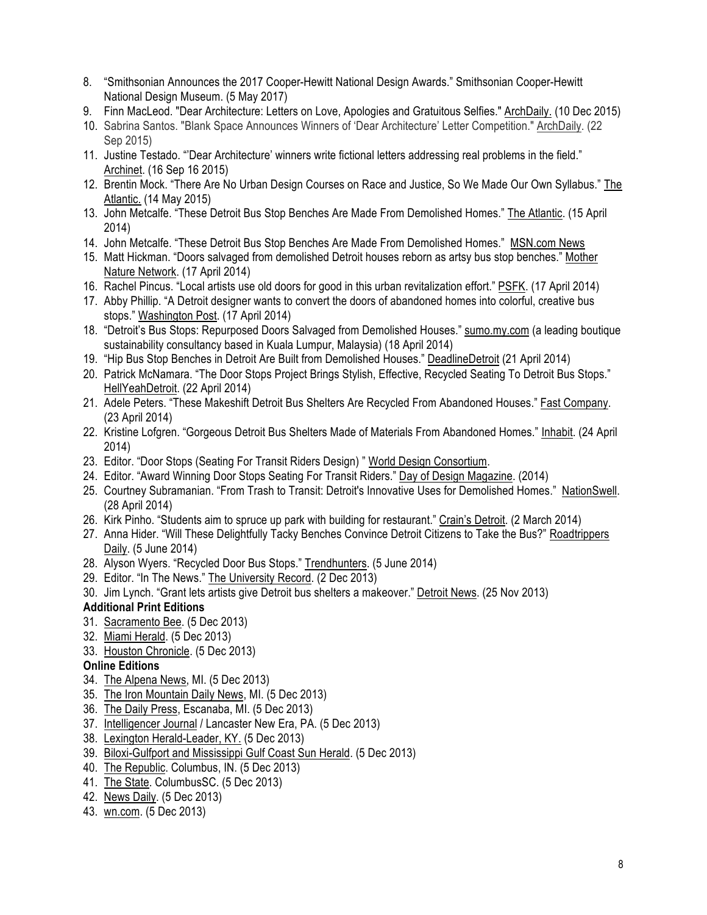8. “Smithsonian Announces the 2017 Cooper-Hewitt National Design Awards.” Smithsonian Cooper-Hewitt National Design Museum. (5 May 2017)
9. Finn MacLeod. "Dear Architecture: Letters on Love, Apologies and Gratuitous Selfies." ArchDaily. (10 Dec 2015)
10. Sabrina Santos. "Blank Space Announces Winners of ‘Dear Architecture’ Letter Competition." ArchDaily. (22 Sep 2015)
11. Justine Testado. “'Dear Architecture’ winners write fictional letters addressing real problems in the field.” Archinet. (16 Sep 16 2015)
12. Brentin Mock. “There Are No Urban Design Courses on Race and Justice, So We Made Our Own Syllabus.” The Atlantic. (14 May 2015)
13. John Metcalfe. “These Detroit Bus Stop Benches Are Made From Demolished Homes.” The Atlantic. (15 April 2014)
14. John Metcalfe. “These Detroit Bus Stop Benches Are Made From Demolished Homes.” MSN.com News
15. Matt Hickman. “Doors salvaged from demolished Detroit houses reborn as artsy bus stop benches.” Mother Nature Network. (17 April 2014)
16. Rachel Pincus. “Local artists use old doors for good in this urban revitalization effort.” PSFK. (17 April 2014)
17. Abby Phillip. “A Detroit designer wants to convert the doors of abandoned homes into colorful, creative bus stops.” Washington Post. (17 April 2014)
18. “Detroit’s Bus Stops: Repurposed Doors Salvaged from Demolished Houses.” sumo.my.com (a leading boutique sustainability consultancy based in Kuala Lumpur, Malaysia) (18 April 2014)
19. “Hip Bus Stop Benches in Detroit Are Built from Demolished Houses.” DeadlineDetroit (21 April 2014)
20. Patrick McNamara. “The Door Stops Project Brings Stylish, Effective, Recycled Seating To Detroit Bus Stops.” HellYeahDetroit. (22 April 2014)
21. Adele Peters. “These Makeshift Detroit Bus Shelters Are Recycled From Abandoned Houses.” Fast Company. (23 April 2014)
22. Kristine Lofgren. “Gorgeous Detroit Bus Shelters Made of Materials From Abandoned Homes.” Inhabit. (24 April 2014)
23. Editor. “Door Stops (Seating For Transit Riders Design) ” World Design Consortium.
24. Editor. “Award Winning Door Stops Seating For Transit Riders.” Day of Design Magazine. (2014)
25. Courtney Subramanian. “From Trash to Transit: Detroit's Innovative Uses for Demolished Homes.” NationSwell. (28 April 2014)
26. Kirk Pinho. “Students aim to spruce up park with building for restaurant.” Crain’s Detroit. (2 March 2014)
27. Anna Hider. “Will These Delightfully Tacky Benches Convince Detroit Citizens to Take the Bus?” Roadtrippers Daily. (5 June 2014)
28. Alyson Wyers. “Recycled Door Bus Stops.” Trendhunters. (5 June 2014)
29. Editor. “In The News.” The University Record. (2 Dec 2013)
30. Jim Lynch. “Grant lets artists give Detroit bus shelters a makeover.” Detroit News. (25 Nov 2013)

**Additional Print Editions**

31. Sacramento Bee. (5 Dec 2013)
32. Miami Herald. (5 Dec 2013)
33. Houston Chronicle. (5 Dec 2013)

**Online Editions**

34. The Alpena News, MI. (5 Dec 2013)
35. The Iron Mountain Daily News, MI. (5 Dec 2013)
36. The Daily Press, Escanaba, MI. (5 Dec 2013)
37. Intelligencer Journal / Lancaster New Era, PA. (5 Dec 2013)
38. Lexington Herald-Leader, KY. (5 Dec 2013)
39. Biloxi-Gulfport and Mississippi Gulf Coast Sun Herald. (5 Dec 2013)
40. The Republic. Columbus, IN. (5 Dec 2013)
41. The State. ColumbusSC. (5 Dec 2013)
42. News Daily. (5 Dec 2013)
43. wn.com. (5 Dec 2013)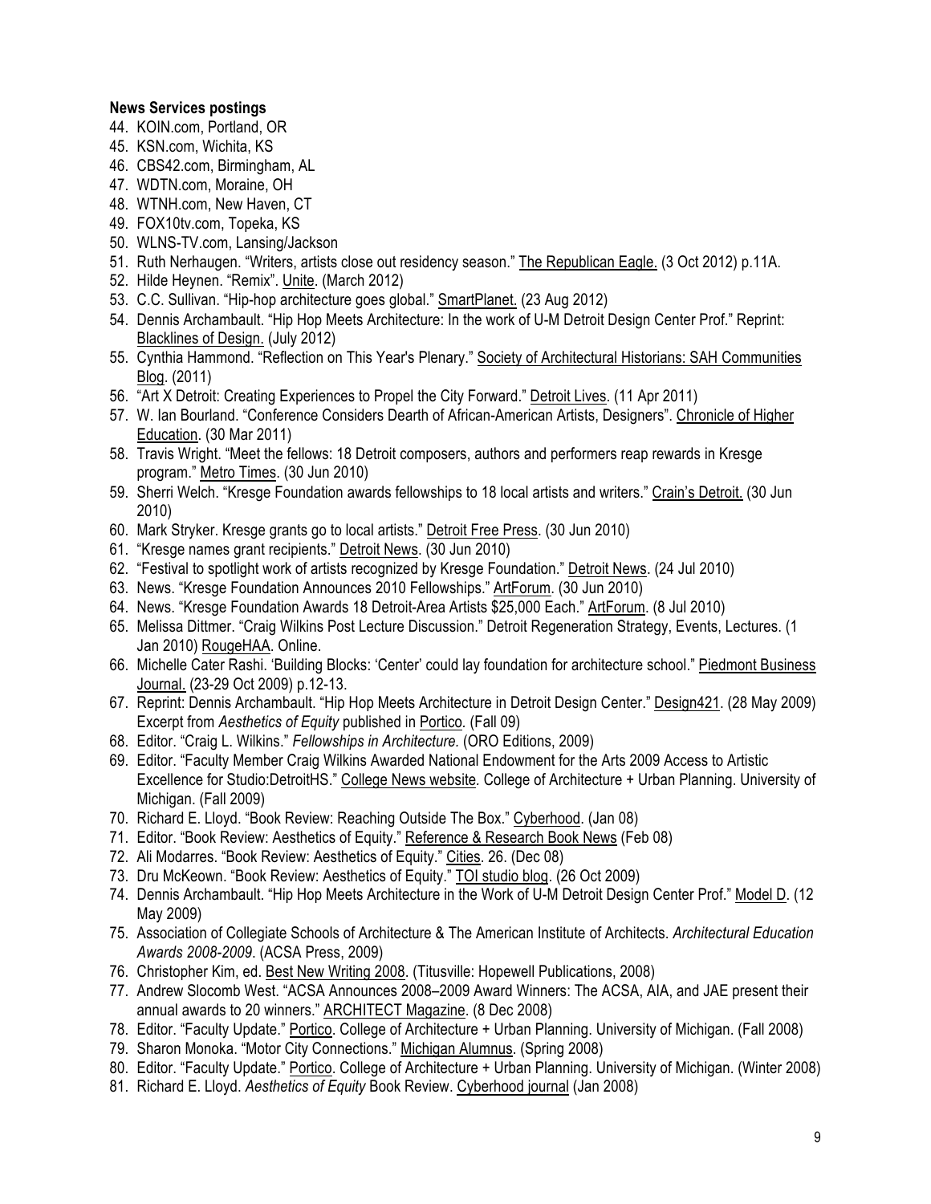**News Services postings**

44. KOIN.com, Portland, OR
45. KSN.com, Wichita, KS
46. CBS42.com, Birmingham, AL
47. WDTN.com, Moraine, OH
48. WTNH.com, New Haven, CT
49. FOX10tv.com, Topeka, KS
50. WLNS-TV.com, Lansing/Jackson
51. Ruth Nerhaugen. "Writers, artists close out residency season." The Republican Eagle. (3 Oct 2012) p.11A.
52. Hilde Heynen. "Remix". Unite. (March 2012)
53. C.C. Sullivan. "Hip-hop architecture goes global." SmartPlanet. (23 Aug 2012)
54. Dennis Archambault. "Hip Hop Meets Architecture: In the work of U-M Detroit Design Center Prof." Reprint: Blacklines of Design. (July 2012)
55. Cynthia Hammond. "Reflection on This Year's Plenary." Society of Architectural Historians: SAH Communities Blog. (2011)
56. "Art X Detroit: Creating Experiences to Propel the City Forward." Detroit Lives. (11 Apr 2011)
57. W. Ian Bourland. "Conference Considers Dearth of African-American Artists, Designers". Chronicle of Higher Education. (30 Mar 2011)
58. Travis Wright. "Meet the fellows: 18 Detroit composers, authors and performers reap rewards in Kresge program." Metro Times. (30 Jun 2010)
59. Sherri Welch. "Kresge Foundation awards fellowships to 18 local artists and writers." Crain's Detroit. (30 Jun 2010)
60. Mark Stryker. Kresge grants go to local artists." Detroit Free Press. (30 Jun 2010)
61. "Kresge names grant recipients." Detroit News. (30 Jun 2010)
62. "Festival to spotlight work of artists recognized by Kresge Foundation." Detroit News. (24 Jul 2010)
63. News. "Kresge Foundation Announces 2010 Fellowships." ArtForum. (30 Jun 2010)
64. News. "Kresge Foundation Awards 18 Detroit-Area Artists $25,000 Each." ArtForum. (8 Jul 2010)
65. Melissa Dittmer. "Craig Wilkins Post Lecture Discussion." Detroit Regeneration Strategy, Events, Lectures. (1 Jan 2010) RougeHAA. Online.
66. Michelle Cater Rashi. 'Building Blocks: 'Center' could lay foundation for architecture school." Piedmont Business Journal. (23-29 Oct 2009) p.12-13.
67. Reprint: Dennis Archambault. "Hip Hop Meets Architecture in Detroit Design Center." Design421. (28 May 2009) Excerpt from *Aesthetics of Equity* published in Portico. (Fall 09)
68. Editor. "Craig L. Wilkins." *Fellowships in Architecture.* (ORO Editions, 2009)
69. Editor. "Faculty Member Craig Wilkins Awarded National Endowment for the Arts 2009 Access to Artistic Excellence for Studio:DetroitHS." College News website. College of Architecture + Urban Planning. University of Michigan. (Fall 2009)
70. Richard E. Lloyd. "Book Review: Reaching Outside The Box." Cyberhood. (Jan 08)
71. Editor. "Book Review: Aesthetics of Equity." Reference & Research Book News (Feb 08)
72. Ali Modarres. "Book Review: Aesthetics of Equity." Cities. 26. (Dec 08)
73. Dru McKeown. "Book Review: Aesthetics of Equity." TOI studio blog. (26 Oct 2009)
74. Dennis Archambault. "Hip Hop Meets Architecture in the Work of U-M Detroit Design Center Prof." Model D. (12 May 2009)
75. Association of Collegiate Schools of Architecture & The American Institute of Architects. *Architectural Education Awards 2008-2009*. (ACSA Press, 2009)
76. Christopher Kim, ed. Best New Writing 2008. (Titusville: Hopewell Publications, 2008)
77. Andrew Slocomb West. "ACSA Announces 2008–2009 Award Winners: The ACSA, AIA, and JAE present their annual awards to 20 winners." ARCHITECT Magazine. (8 Dec 2008)
78. Editor. "Faculty Update." Portico. College of Architecture + Urban Planning. University of Michigan. (Fall 2008)
79. Sharon Monoka. "Motor City Connections." Michigan Alumnus. (Spring 2008)
80. Editor. "Faculty Update." Portico. College of Architecture + Urban Planning. University of Michigan. (Winter 2008)
81. Richard E. Lloyd. *Aesthetics of Equity* Book Review. Cyberhood journal (Jan 2008)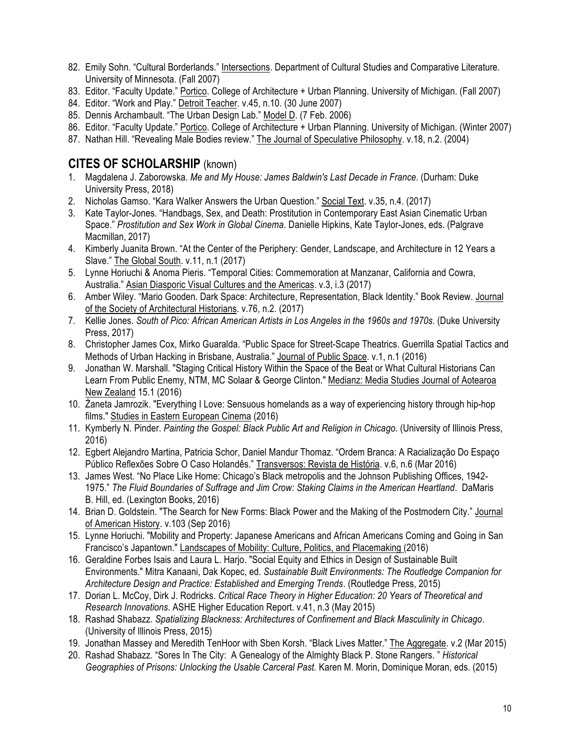82. Emily Sohn. "Cultural Borderlands." Intersections. Department of Cultural Studies and Comparative Literature. University of Minnesota. (Fall 2007)
83. Editor. "Faculty Update." Portico. College of Architecture + Urban Planning. University of Michigan. (Fall 2007)
84. Editor. "Work and Play." Detroit Teacher. v.45, n.10. (30 June 2007)
85. Dennis Archambault. "The Urban Design Lab." Model D. (7 Feb. 2006)
86. Editor. "Faculty Update." Portico. College of Architecture + Urban Planning. University of Michigan. (Winter 2007)
87. Nathan Hill. "Revealing Male Bodies review." The Journal of Speculative Philosophy. v.18, n.2. (2004)

## CITES OF SCHOLARSHIP (known)

1. Magdalena J. Zaborowska. *Me and My House: James Baldwin's Last Decade in France*. (Durham: Duke University Press, 2018)
2. Nicholas Gamso. "Kara Walker Answers the Urban Question." Social Text. v.35, n.4. (2017)
3. Kate Taylor-Jones. "Handbags, Sex, and Death: Prostitution in Contemporary East Asian Cinematic Urban Space." *Prostitution and Sex Work in Global Cinema*. Danielle Hipkins, Kate Taylor-Jones, eds. (Palgrave Macmillan, 2017)
4. Kimberly Juanita Brown. "At the Center of the Periphery: Gender, Landscape, and Architecture in 12 Years a Slave." The Global South. v.11, n.1 (2017)
5. Lynne Horiuchi & Anoma Pieris. "Temporal Cities: Commemoration at Manzanar, California and Cowra, Australia." Asian Diasporic Visual Cultures and the Americas. v.3, i.3 (2017)
6. Amber Wiley. "Mario Gooden. Dark Space: Architecture, Representation, Black Identity." Book Review. Journal of the Society of Architectural Historians. v.76, n.2. (2017)
7. Kellie Jones. *South of Pico: African American Artists in Los Angeles in the 1960s and 1970s*. (Duke University Press, 2017)
8. Christopher James Cox, Mirko Guaralda. "Public Space for Street-Scape Theatrics. Guerrilla Spatial Tactics and Methods of Urban Hacking in Brisbane, Australia." Journal of Public Space. v.1, n.1 (2016)
9. Jonathan W. Marshall. "Staging Critical History Within the Space of the Beat or What Cultural Historians Can Learn From Public Enemy, NTM, MC Solaar & George Clinton." Medianz: Media Studies Journal of Aotearoa New Zealand 15.1 (2016)
10. Żaneta Jamrozik. "Everything I Love: Sensuous homelands as a way of experiencing history through hip-hop films." Studies in Eastern European Cinema (2016)
11. Kymberly N. Pinder. *Painting the Gospel: Black Public Art and Religion in Chicago*. (University of Illinois Press, 2016)
12. Egbert Alejandro Martina, Patricia Schor, Daniel Mandur Thomaz. "Ordem Branca: A Racialização Do Espaço Público Reflexões Sobre O Caso Holandês." Transversos: Revista de História. v.6, n.6 (Mar 2016)
13. James West. "No Place Like Home: Chicago's Black metropolis and the Johnson Publishing Offices, 1942-1975." *The Fluid Boundaries of Suffrage and Jim Crow: Staking Claims in the American Heartland*. DaMaris B. Hill, ed. (Lexington Books, 2016)
14. Brian D. Goldstein. "The Search for New Forms: Black Power and the Making of the Postmodern City." Journal of American History. v.103 (Sep 2016)
15. Lynne Horiuchi. "Mobility and Property: Japanese Americans and African Americans Coming and Going in San Francisco's Japantown." Landscapes of Mobility: Culture, Politics, and Placemaking (2016)
16. Geraldine Forbes Isais and Laura L. Harjo. "Social Equity and Ethics in Design of Sustainable Built Environments." Mitra Kanaani, Dak Kopec, ed. *Sustainable Built Environments: The Routledge Companion for Architecture Design and Practice: Established and Emerging Trends*. (Routledge Press, 2015)
17. Dorian L. McCoy, Dirk J. Rodricks. *Critical Race Theory in Higher Education: 20 Years of Theoretical and Research Innovations*. ASHE Higher Education Report. v.41, n.3 (May 2015)
18. Rashad Shabazz. *Spatializing Blackness: Architectures of Confinement and Black Masculinity in Chicago*. (University of Illinois Press, 2015)
19. Jonathan Massey and Meredith TenHoor with Sben Korsh. "Black Lives Matter." The Aggregate. v.2 (Mar 2015)
20. Rashad Shabazz. "Sores In The City: A Genealogy of the Almighty Black P. Stone Rangers. " *Historical Geographies of Prisons: Unlocking the Usable Carceral Past.* Karen M. Morin, Dominique Moran, eds. (2015)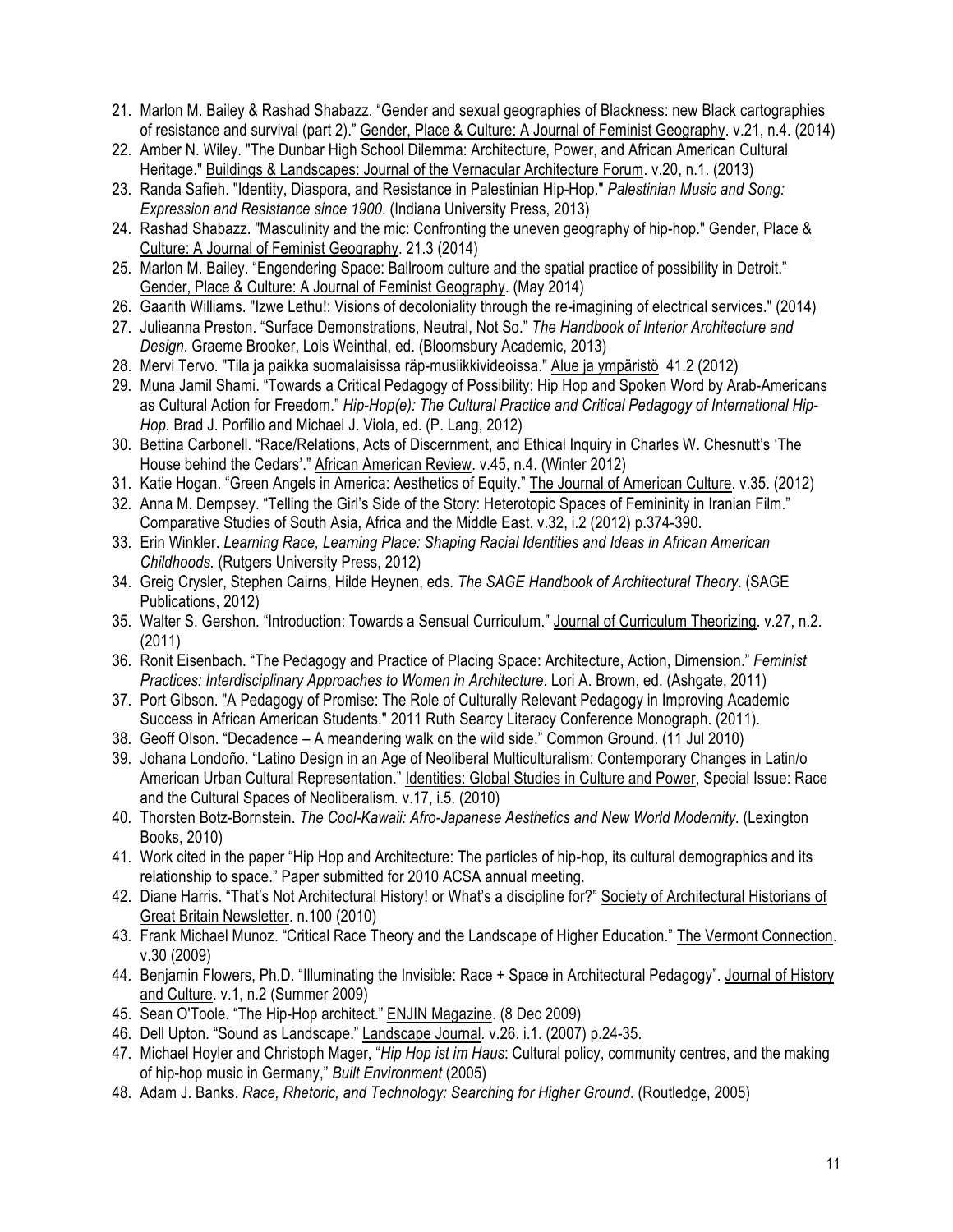21. Marlon M. Bailey & Rashad Shabazz. "Gender and sexual geographies of Blackness: new Black cartographies of resistance and survival (part 2)." Gender, Place & Culture: A Journal of Feminist Geography. v.21, n.4. (2014)
22. Amber N. Wiley. "The Dunbar High School Dilemma: Architecture, Power, and African American Cultural Heritage." Buildings & Landscapes: Journal of the Vernacular Architecture Forum. v.20, n.1. (2013)
23. Randa Safieh. "Identity, Diaspora, and Resistance in Palestinian Hip-Hop." *Palestinian Music and Song: Expression and Resistance since 1900*. (Indiana University Press, 2013)
24. Rashad Shabazz. "Masculinity and the mic: Confronting the uneven geography of hip-hop." Gender, Place & Culture: A Journal of Feminist Geography. 21.3 (2014)
25. Marlon M. Bailey. "Engendering Space: Ballroom culture and the spatial practice of possibility in Detroit." Gender, Place & Culture: A Journal of Feminist Geography. (May 2014)
26. Gaarith Williams. "Izwe Lethu!: Visions of decoloniality through the re-imagining of electrical services." (2014)
27. Julieanna Preston. "Surface Demonstrations, Neutral, Not So." *The Handbook of Interior Architecture and Design*. Graeme Brooker, Lois Weinthal, ed. (Bloomsbury Academic, 2013)
28. Mervi Tervo. "Tila ja paikka suomalaisissa räp-musiikkivideoissa." Alue ja ympäristö 41.2 (2012)
29. Muna Jamil Shami. "Towards a Critical Pedagogy of Possibility: Hip Hop and Spoken Word by Arab-Americans as Cultural Action for Freedom." *Hip-Hop(e): The Cultural Practice and Critical Pedagogy of International Hip-Hop*. Brad J. Porfilio and Michael J. Viola, ed. (P. Lang, 2012)
30. Bettina Carbonell. "Race/Relations, Acts of Discernment, and Ethical Inquiry in Charles W. Chesnutt's 'The House behind the Cedars'." African American Review. v.45, n.4. (Winter 2012)
31. Katie Hogan. "Green Angels in America: Aesthetics of Equity." The Journal of American Culture. v.35. (2012)
32. Anna M. Dempsey. "Telling the Girl's Side of the Story: Heterotopic Spaces of Femininity in Iranian Film." Comparative Studies of South Asia, Africa and the Middle East. v.32, i.2 (2012) p.374-390.
33. Erin Winkler. *Learning Race, Learning Place: Shaping Racial Identities and Ideas in African American Childhoods.* (Rutgers University Press, 2012)
34. Greig Crysler, Stephen Cairns, Hilde Heynen, eds. *The SAGE Handbook of Architectural Theory*. (SAGE Publications, 2012)
35. Walter S. Gershon. "Introduction: Towards a Sensual Curriculum." Journal of Curriculum Theorizing. v.27, n.2. (2011)
36. Ronit Eisenbach. "The Pedagogy and Practice of Placing Space: Architecture, Action, Dimension." *Feminist Practices: Interdisciplinary Approaches to Women in Architecture*. Lori A. Brown, ed. (Ashgate, 2011)
37. Port Gibson. "A Pedagogy of Promise: The Role of Culturally Relevant Pedagogy in Improving Academic Success in African American Students." 2011 Ruth Searcy Literacy Conference Monograph. (2011).
38. Geoff Olson. "Decadence – A meandering walk on the wild side." Common Ground. (11 Jul 2010)
39. Johana Londoño. "Latino Design in an Age of Neoliberal Multiculturalism: Contemporary Changes in Latin/o American Urban Cultural Representation." Identities: Global Studies in Culture and Power, Special Issue: Race and the Cultural Spaces of Neoliberalism. v.17, i.5. (2010)
40. Thorsten Botz-Bornstein. *The Cool-Kawaii: Afro-Japanese Aesthetics and New World Modernity.* (Lexington Books, 2010)
41. Work cited in the paper "Hip Hop and Architecture: The particles of hip-hop, its cultural demographics and its relationship to space." Paper submitted for 2010 ACSA annual meeting.
42. Diane Harris. "That's Not Architectural History! or What's a discipline for?" Society of Architectural Historians of Great Britain Newsletter. n.100 (2010)
43. Frank Michael Munoz. "Critical Race Theory and the Landscape of Higher Education." The Vermont Connection. v.30 (2009)
44. Benjamin Flowers, Ph.D. "Illuminating the Invisible: Race + Space in Architectural Pedagogy". Journal of History and Culture. v.1, n.2 (Summer 2009)
45. Sean O'Toole. "The Hip-Hop architect." ENJIN Magazine. (8 Dec 2009)
46. Dell Upton. "Sound as Landscape." Landscape Journal. v.26. i.1. (2007) p.24-35.
47. Michael Hoyler and Christoph Mager, "*Hip Hop ist im Haus*: Cultural policy, community centres, and the making of hip-hop music in Germany," *Built Environment* (2005)
48. Adam J. Banks. *Race, Rhetoric, and Technology: Searching for Higher Ground*. (Routledge, 2005)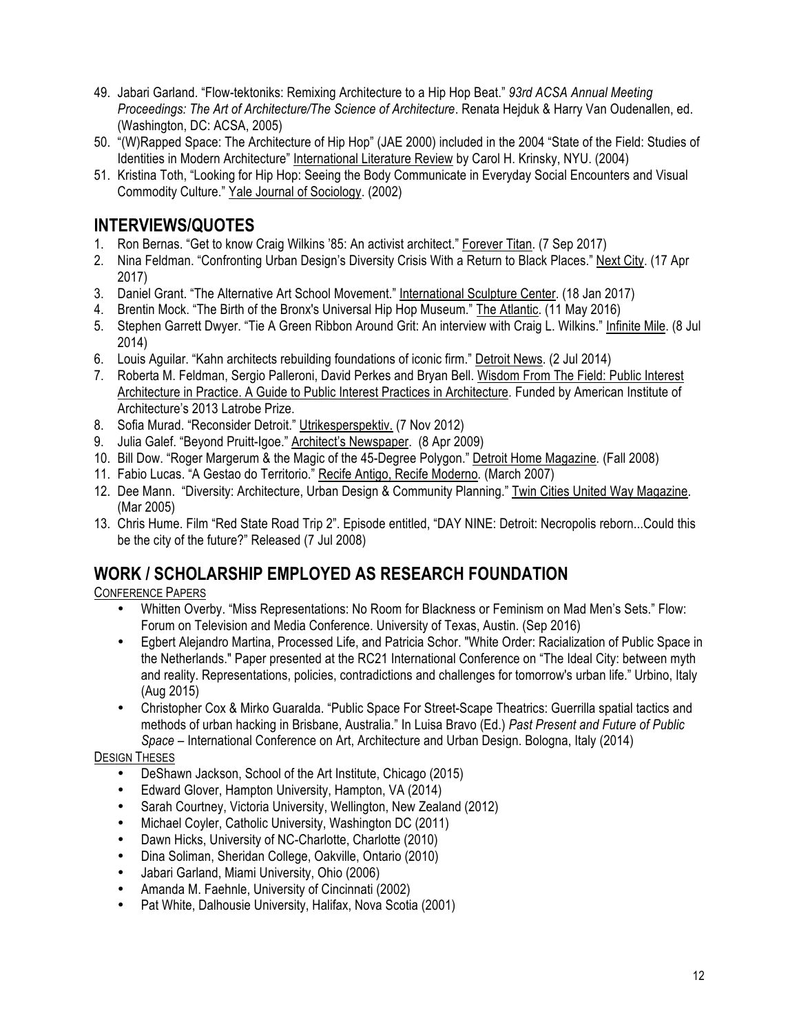49. Jabari Garland. "Flow-tektoniks: Remixing Architecture to a Hip Hop Beat." *93rd ACSA Annual Meeting Proceedings: The Art of Architecture/The Science of Architecture*. Renata Hejduk & Harry Van Oudenallen, ed. (Washington, DC: ACSA, 2005)
50. "(W)Rapped Space: The Architecture of Hip Hop" (JAE 2000) included in the 2004 "State of the Field: Studies of Identities in Modern Architecture" International Literature Review by Carol H. Krinsky, NYU. (2004)
51. Kristina Toth, "Looking for Hip Hop: Seeing the Body Communicate in Everyday Social Encounters and Visual Commodity Culture." Yale Journal of Sociology. (2002)

## INTERVIEWS/QUOTES

1. Ron Bernas. "Get to know Craig Wilkins '85: An activist architect." Forever Titan. (7 Sep 2017)
2. Nina Feldman. "Confronting Urban Design's Diversity Crisis With a Return to Black Places." Next City. (17 Apr 2017)
3. Daniel Grant. "The Alternative Art School Movement." International Sculpture Center. (18 Jan 2017)
4. Brentin Mock. "The Birth of the Bronx's Universal Hip Hop Museum." The Atlantic. (11 May 2016)
5. Stephen Garrett Dwyer. "Tie A Green Ribbon Around Grit: An interview with Craig L. Wilkins." Infinite Mile. (8 Jul 2014)
6. Louis Aguilar. "Kahn architects rebuilding foundations of iconic firm." Detroit News. (2 Jul 2014)
7. Roberta M. Feldman, Sergio Palleroni, David Perkes and Bryan Bell. Wisdom From The Field: Public Interest Architecture in Practice. A Guide to Public Interest Practices in Architecture. Funded by American Institute of Architecture's 2013 Latrobe Prize.
8. Sofia Murad. "Reconsider Detroit." Utrikesperspektiv. (7 Nov 2012)
9. Julia Galef. "Beyond Pruitt-Igoe." Architect's Newspaper. (8 Apr 2009)
10. Bill Dow. "Roger Margerum & the Magic of the 45-Degree Polygon." Detroit Home Magazine. (Fall 2008)
11. Fabio Lucas. "A Gestao do Territorio." Recife Antigo, Recife Moderno. (March 2007)
12. Dee Mann. "Diversity: Architecture, Urban Design & Community Planning." Twin Cities United Way Magazine. (Mar 2005)
13. Chris Hume. Film "Red State Road Trip 2". Episode entitled, "DAY NINE: Detroit: Necropolis reborn...Could this be the city of the future?" Released (7 Jul 2008)

## WORK / SCHOLARSHIP EMPLOYED AS RESEARCH FOUNDATION

CONFERENCE PAPERS

- Whitten Overby. "Miss Representations: No Room for Blackness or Feminism on Mad Men's Sets." Flow: Forum on Television and Media Conference. University of Texas, Austin. (Sep 2016)
- Egbert Alejandro Martina, Processed Life, and Patricia Schor. "White Order: Racialization of Public Space in the Netherlands." Paper presented at the RC21 International Conference on "The Ideal City: between myth and reality. Representations, policies, contradictions and challenges for tomorrow's urban life." Urbino, Italy (Aug 2015)
- Christopher Cox & Mirko Guaralda. "Public Space For Street-Scape Theatrics: Guerrilla spatial tactics and methods of urban hacking in Brisbane, Australia." In Luisa Bravo (Ed.) *Past Present and Future of Public Space* – International Conference on Art, Architecture and Urban Design. Bologna, Italy (2014)

DESIGN THESES

- DeShawn Jackson, School of the Art Institute, Chicago (2015)
- Edward Glover, Hampton University, Hampton, VA (2014)
- Sarah Courtney, Victoria University, Wellington, New Zealand (2012)
- Michael Coyler, Catholic University, Washington DC (2011)
- Dawn Hicks, University of NC-Charlotte, Charlotte (2010)
- Dina Soliman, Sheridan College, Oakville, Ontario (2010)
- Jabari Garland, Miami University, Ohio (2006)
- Amanda M. Faehnle, University of Cincinnati (2002)
- Pat White, Dalhousie University, Halifax, Nova Scotia (2001)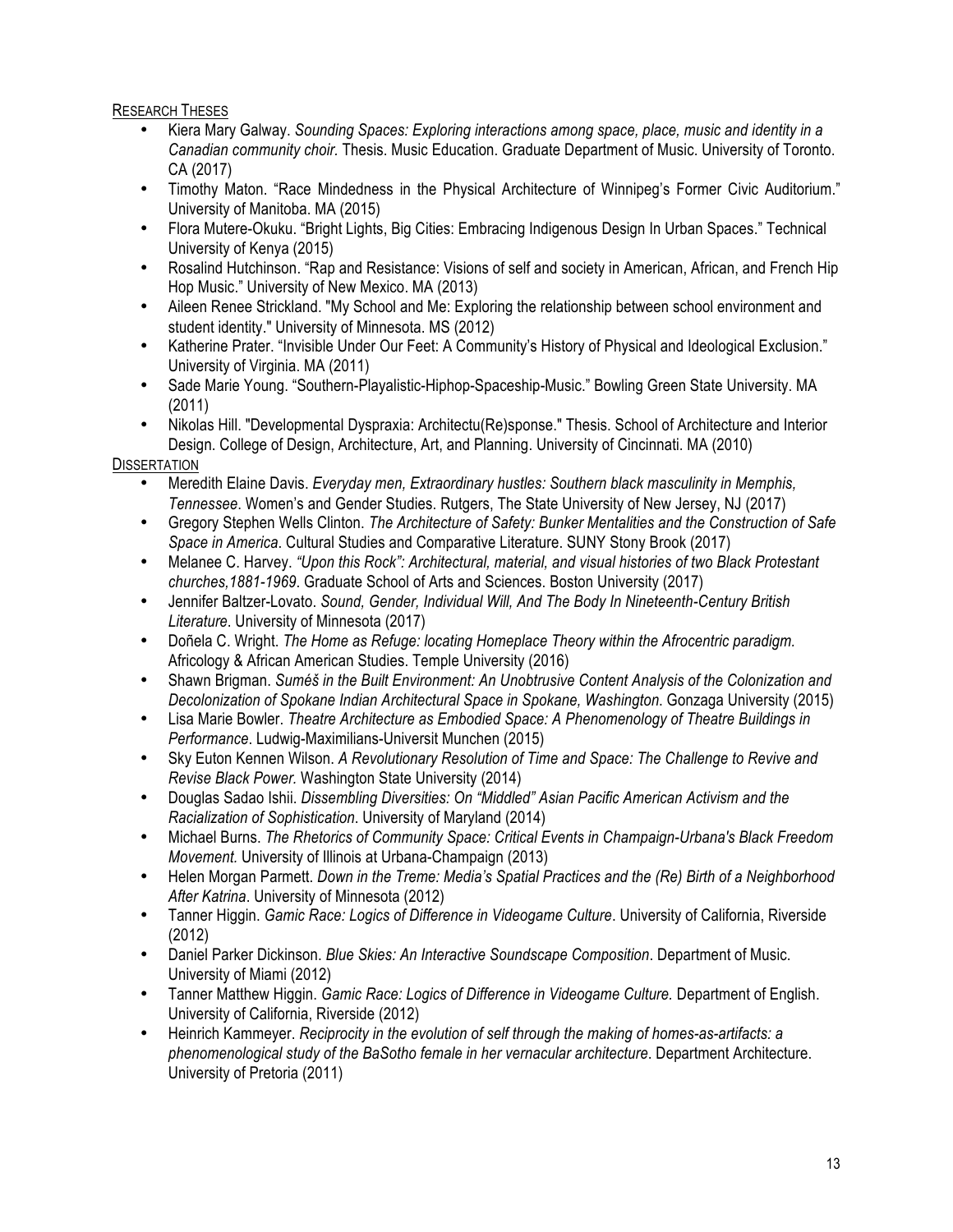Research Theses

- Kiera Mary Galway. *Sounding Spaces: Exploring interactions among space, place, music and identity in a Canadian community choir.* Thesis. Music Education. Graduate Department of Music. University of Toronto. CA (2017)
- Timothy Maton. "Race Mindedness in the Physical Architecture of Winnipeg's Former Civic Auditorium." University of Manitoba. MA (2015)
- Flora Mutere-Okuku. "Bright Lights, Big Cities: Embracing Indigenous Design In Urban Spaces." Technical University of Kenya (2015)
- Rosalind Hutchinson. "Rap and Resistance: Visions of self and society in American, African, and French Hip Hop Music." University of New Mexico. MA (2013)
- Aileen Renee Strickland. "My School and Me: Exploring the relationship between school environment and student identity." University of Minnesota. MS (2012)
- Katherine Prater. "Invisible Under Our Feet: A Community's History of Physical and Ideological Exclusion." University of Virginia. MA (2011)
- Sade Marie Young. "Southern-Playalistic-Hiphop-Spaceship-Music." Bowling Green State University. MA (2011)
- Nikolas Hill. "Developmental Dyspraxia: Architectu(Re)sponse." Thesis. School of Architecture and Interior Design. College of Design, Architecture, Art, and Planning. University of Cincinnati. MA (2010)

Dissertation

- Meredith Elaine Davis. *Everyday men, Extraordinary hustles: Southern black masculinity in Memphis, Tennessee*. Women's and Gender Studies. Rutgers, The State University of New Jersey, NJ (2017)
- Gregory Stephen Wells Clinton. *The Architecture of Safety: Bunker Mentalities and the Construction of Safe Space in America*. Cultural Studies and Comparative Literature. SUNY Stony Brook (2017)
- Melanee C. Harvey. *"Upon this Rock": Architectural, material, and visual histories of two Black Protestant churches,1881-1969*. Graduate School of Arts and Sciences. Boston University (2017)
- Jennifer Baltzer-Lovato. *Sound, Gender, Individual Will, And The Body In Nineteenth-Century British Literature*. University of Minnesota (2017)
- Doñela C. Wright. *The Home as Refuge: locating Homeplace Theory within the Afrocentric paradigm.* Africology & African American Studies. Temple University (2016)
- Shawn Brigman. *Suméš in the Built Environment: An Unobtrusive Content Analysis of the Colonization and Decolonization of Spokane Indian Architectural Space in Spokane, Washington*. Gonzaga University (2015)
- Lisa Marie Bowler. *Theatre Architecture as Embodied Space: A Phenomenology of Theatre Buildings in Performance*. Ludwig-Maximilians-Universit Munchen (2015)
- Sky Euton Kennen Wilson. *A Revolutionary Resolution of Time and Space: The Challenge to Revive and Revise Black Power.* Washington State University (2014)
- Douglas Sadao Ishii. *Dissembling Diversities: On "Middled" Asian Pacific American Activism and the Racialization of Sophistication*. University of Maryland (2014)
- Michael Burns. *The Rhetorics of Community Space: Critical Events in Champaign-Urbana's Black Freedom Movement.* University of Illinois at Urbana-Champaign (2013)
- Helen Morgan Parmett. *Down in the Treme: Media's Spatial Practices and the (Re) Birth of a Neighborhood After Katrina*. University of Minnesota (2012)
- Tanner Higgin. *Gamic Race: Logics of Difference in Videogame Culture*. University of California, Riverside (2012)
- Daniel Parker Dickinson. *Blue Skies: An Interactive Soundscape Composition*. Department of Music. University of Miami (2012)
- Tanner Matthew Higgin. *Gamic Race: Logics of Difference in Videogame Culture.* Department of English. University of California, Riverside (2012)
- Heinrich Kammeyer. *Reciprocity in the evolution of self through the making of homes-as-artifacts: a phenomenological study of the BaSotho female in her vernacular architecture*. Department Architecture. University of Pretoria (2011)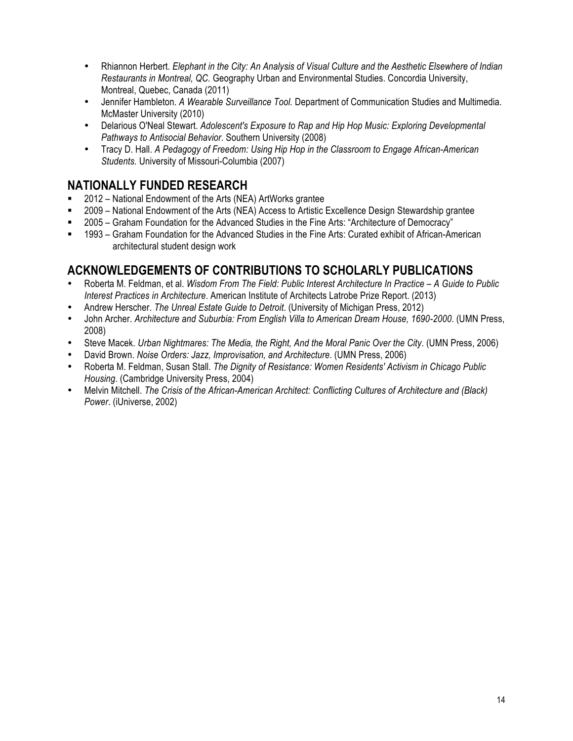- Rhiannon Herbert. *Elephant in the City: An Analysis of Visual Culture and the Aesthetic Elsewhere of Indian Restaurants in Montreal, QC.* Geography Urban and Environmental Studies. Concordia University, Montreal, Quebec, Canada (2011)
- Jennifer Hambleton. *A Wearable Surveillance Tool.* Department of Communication Studies and Multimedia. McMaster University (2010)
- Delarious O'Neal Stewart. *Adolescent's Exposure to Rap and Hip Hop Music: Exploring Developmental Pathways to Antisocial Behavior*. Southern University (2008)
- Tracy D. Hall. *A Pedagogy of Freedom: Using Hip Hop in the Classroom to Engage African-American Students.* University of Missouri-Columbia (2007)

## NATIONALLY FUNDED RESEARCH

- 2012 – National Endowment of the Arts (NEA) ArtWorks grantee
- 2009 – National Endowment of the Arts (NEA) Access to Artistic Excellence Design Stewardship grantee
- 2005 – Graham Foundation for the Advanced Studies in the Fine Arts: "Architecture of Democracy"
- 1993 – Graham Foundation for the Advanced Studies in the Fine Arts: Curated exhibit of African-American architectural student design work

## ACKNOWLEDGEMENTS OF CONTRIBUTIONS TO SCHOLARLY PUBLICATIONS

- Roberta M. Feldman, et al. *Wisdom From The Field: Public Interest Architecture In Practice – A Guide to Public Interest Practices in Architecture*. American Institute of Architects Latrobe Prize Report. (2013)
- Andrew Herscher. *The Unreal Estate Guide to Detroit*. (University of Michigan Press, 2012)
- John Archer. *Architecture and Suburbia: From English Villa to American Dream House, 1690-2000*. (UMN Press, 2008)
- Steve Macek. *Urban Nightmares: The Media, the Right, And the Moral Panic Over the City*. (UMN Press, 2006)
- David Brown. *Noise Orders: Jazz, Improvisation, and Architecture*. (UMN Press, 2006)
- Roberta M. Feldman, Susan Stall. *The Dignity of Resistance: Women Residents' Activism in Chicago Public Housing*. (Cambridge University Press, 2004)
- Melvin Mitchell. *The Crisis of the African-American Architect: Conflicting Cultures of Architecture and (Black) Power*. (iUniverse, 2002)